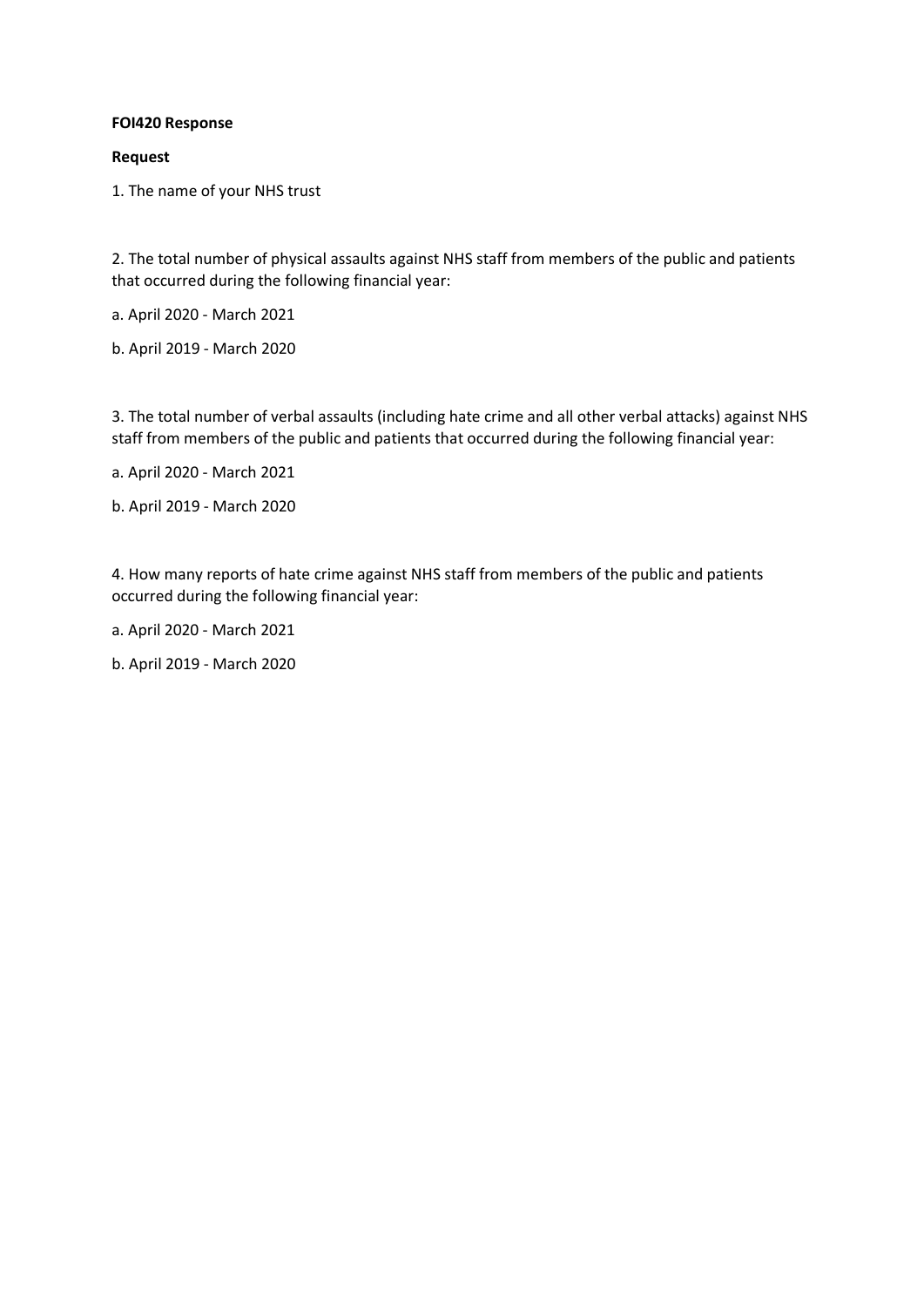**FOI420 Response**

**Request**

1. The name of your NHS trust

2. The total number of physical assaults against NHS staff from members of the public and patients that occurred during the following financial year:

a. April 2020 - March 2021

b. April 2019 - March 2020

3. The total number of verbal assaults (including hate crime and all other verbal attacks) against NHS staff from members of the public and patients that occurred during the following financial year:

a. April 2020 - March 2021

b. April 2019 - March 2020

4. How many reports of hate crime against NHS staff from members of the public and patients occurred during the following financial year:

a. April 2020 - March 2021

b. April 2019 - March 2020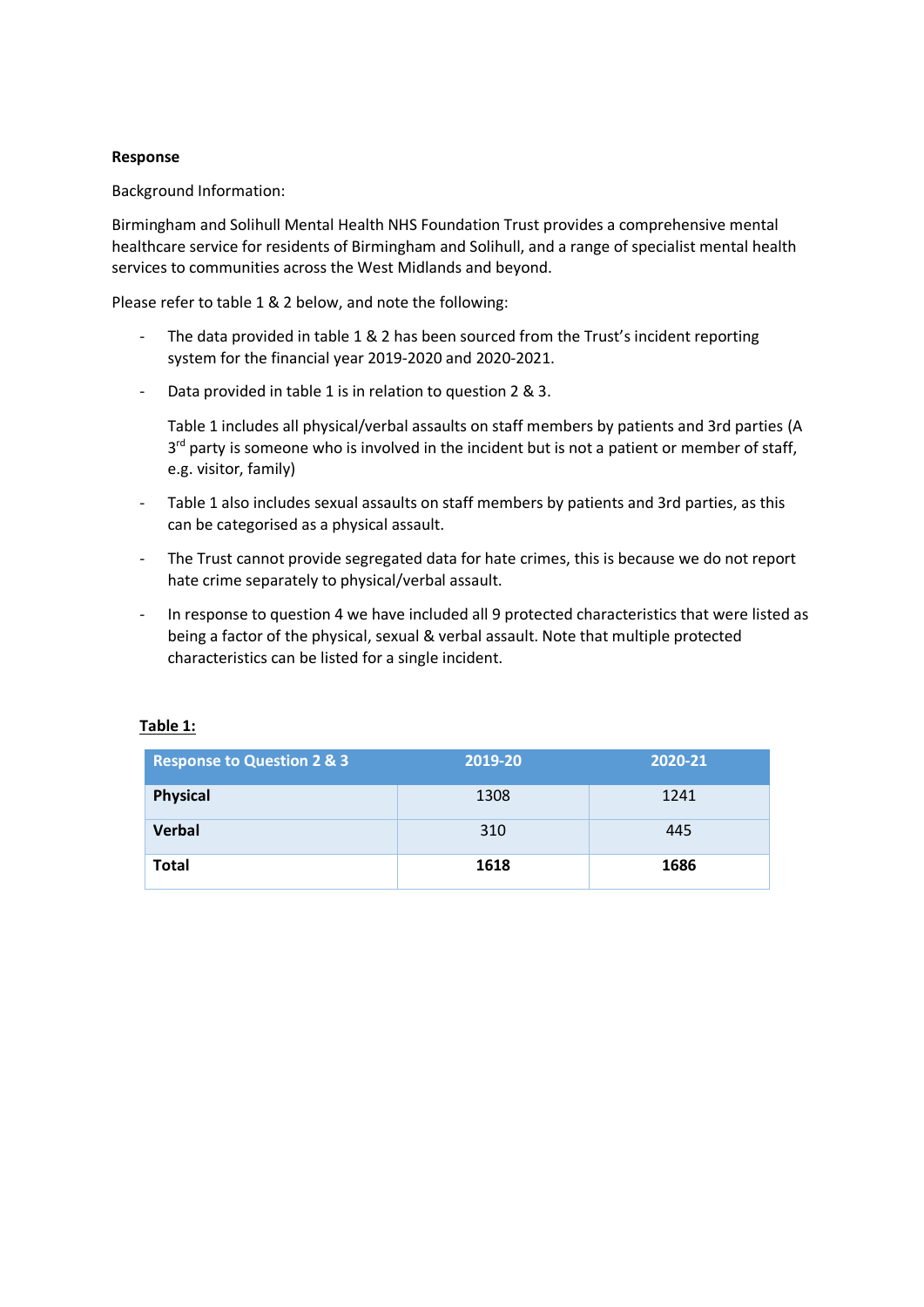**Response**

Background Information:

Birmingham and Solihull Mental Health NHS Foundation Trust provides a comprehensive mental healthcare service for residents of Birmingham and Solihull, and a range of specialist mental health services to communities across the West Midlands and beyond.

Please refer to table 1 & 2 below, and note the following:

- The data provided in table 1 & 2 has been sourced from the Trust's incident reporting system for the financial year 2019-2020 and 2020-2021.
- Data provided in table 1 is in relation to question 2 & 3.

  Table 1 includes all physical/verbal assaults on staff members by patients and 3rd parties (A 3rd party is someone who is involved in the incident but is not a patient or member of staff, e.g. visitor, family)

- Table 1 also includes sexual assaults on staff members by patients and 3rd parties, as this can be categorised as a physical assault.
- The Trust cannot provide segregated data for hate crimes, this is because we do not report hate crime separately to physical/verbal assault.
- In response to question 4 we have included all 9 protected characteristics that were listed as being a factor of the physical, sexual & verbal assault. Note that multiple protected characteristics can be listed for a single incident.

**Table 1:**

| Response to Question 2 & 3 | 2019-20 | 2020-21 |
|---|---|---|
| **Physical** | 1308 | 1241 |
| **Verbal** | 310 | 445 |
| **Total** | **1618** | **1686** |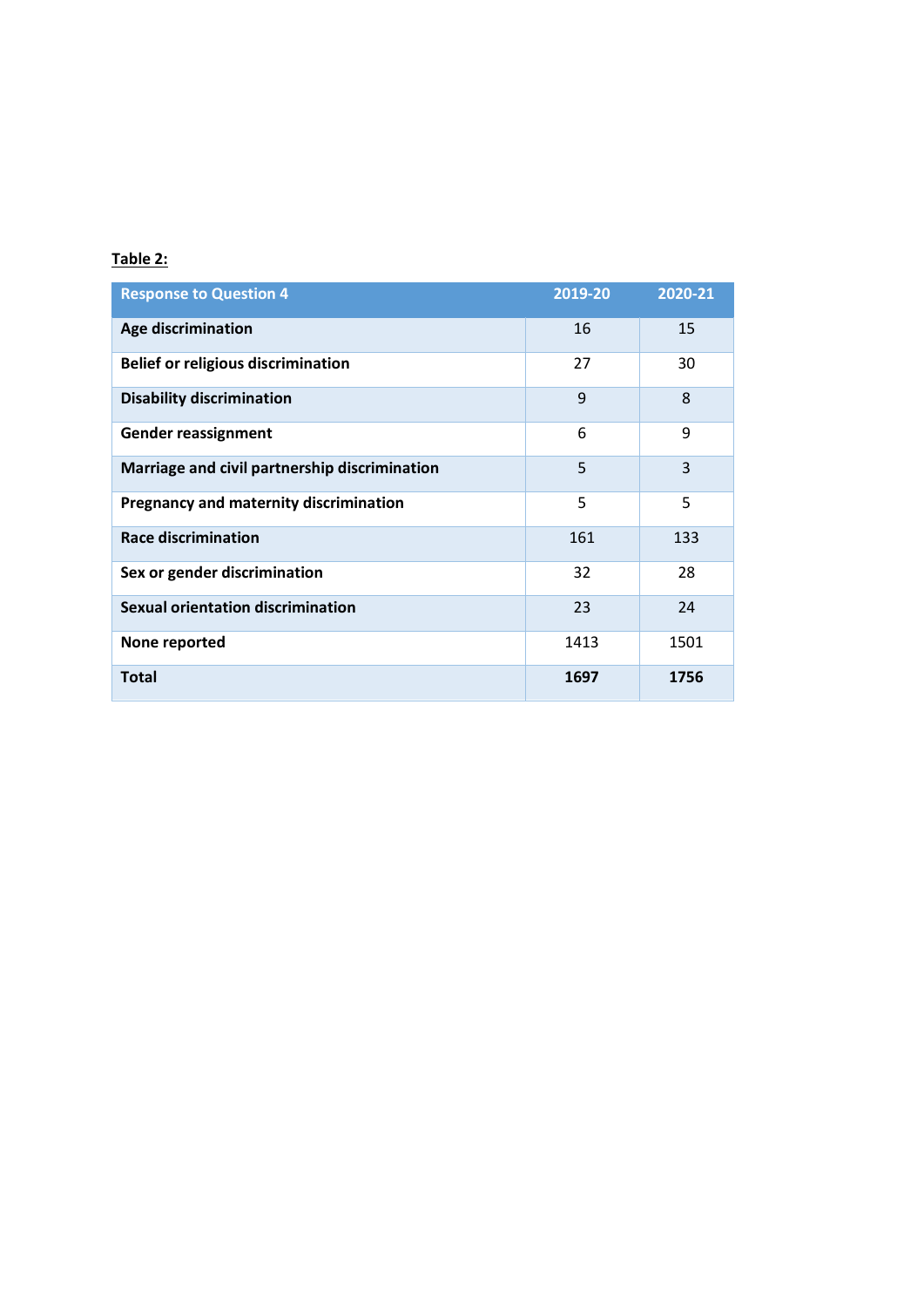**Table 2:**

| Response to Question 4 | 2019-20 | 2020-21 |
|---|---|---|
| **Age discrimination** | 16 | 15 |
| **Belief or religious discrimination** | 27 | 30 |
| **Disability discrimination** | 9 | 8 |
| **Gender reassignment** | 6 | 9 |
| **Marriage and civil partnership discrimination** | 5 | 3 |
| **Pregnancy and maternity discrimination** | 5 | 5 |
| **Race discrimination** | 161 | 133 |
| **Sex or gender discrimination** | 32 | 28 |
| **Sexual orientation discrimination** | 23 | 24 |
| **None reported** | 1413 | 1501 |
| **Total** | **1697** | **1756** |